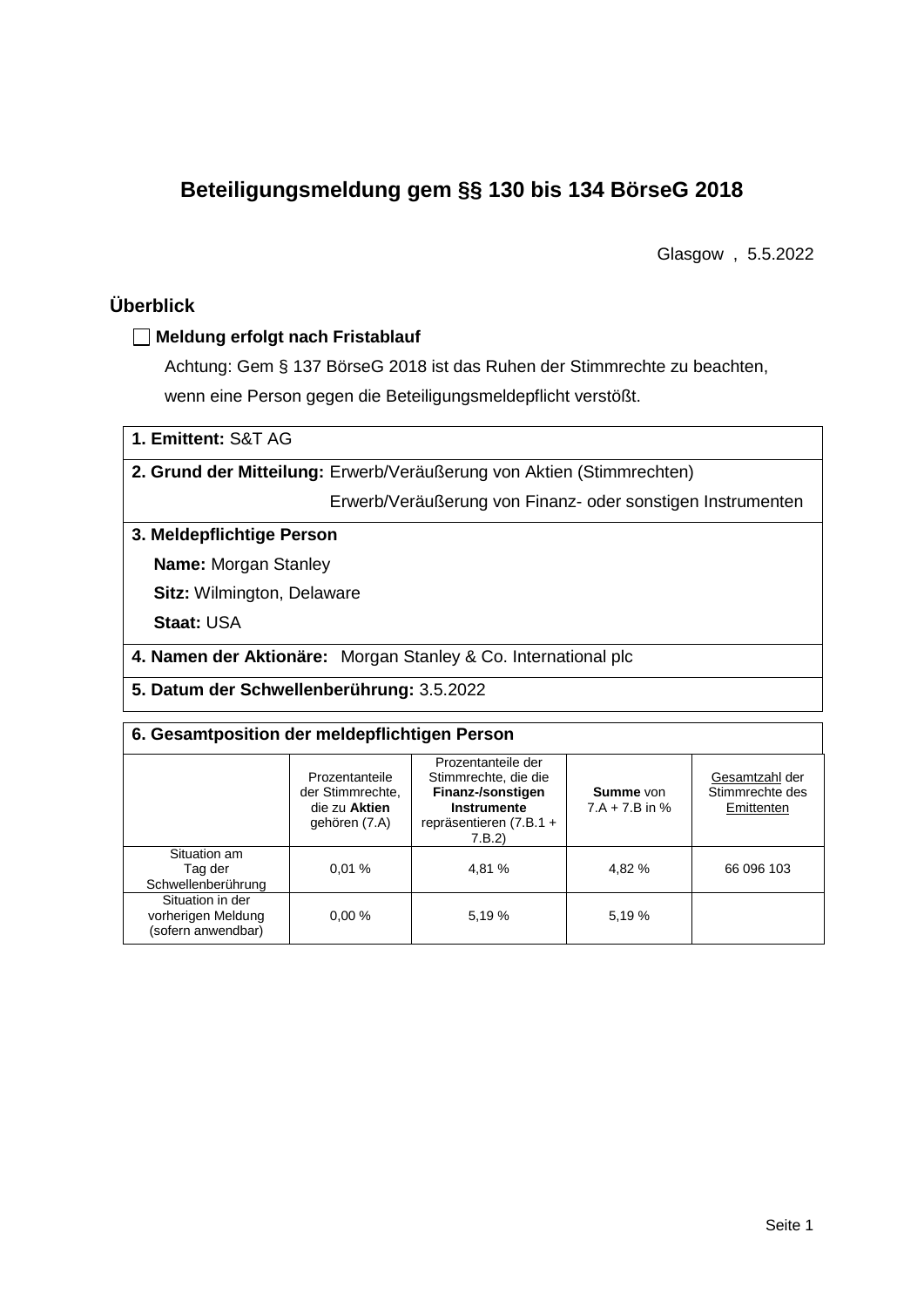# Beteiligungsmeldung gem §§ 130 bis 134 BörseG 2018

Glasgow , 5.5.2022

## Überblick

☐ **Meldung erfolgt nach Fristablauf**

Achtung: Gem § 137 BörseG 2018 ist das Ruhen der Stimmrechte zu beachten, wenn eine Person gegen die Beteiligungsmeldepflicht verstößt.

**1. Emittent:** S&T AG

**2. Grund der Mitteilung:** Erwerb/Veräußerung von Aktien (Stimmrechten)
Erwerb/Veräußerung von Finanz- oder sonstigen Instrumenten

**3. Meldepflichtige Person**

**Name:** Morgan Stanley

**Sitz:** Wilmington, Delaware

**Staat:** USA

**4. Namen der Aktionäre:** Morgan Stanley & Co. International plc

**5. Datum der Schwellenberührung:** 3.5.2022

**6. Gesamtposition der meldepflichtigen Person**

| | Prozentanteile der Stimmrechte, die zu **Aktien** gehören (7.A) | Prozentanteile der Stimmrechte, die die **Finanz-/sonstigen Instrumente** repräsentieren (7.B.1 + 7.B.2) | **Summe** von 7.A + 7.B in % | Gesamtzahl der Stimmrechte des Emittenten |
|---|---|---|---|---|
| Situation am Tag der Schwellenberührung | 0,01 % | 4,81 % | 4,82 % | 66 096 103 |
| Situation in der vorherigen Meldung (sofern anwendbar) | 0,00 % | 5,19 % | 5,19 % | |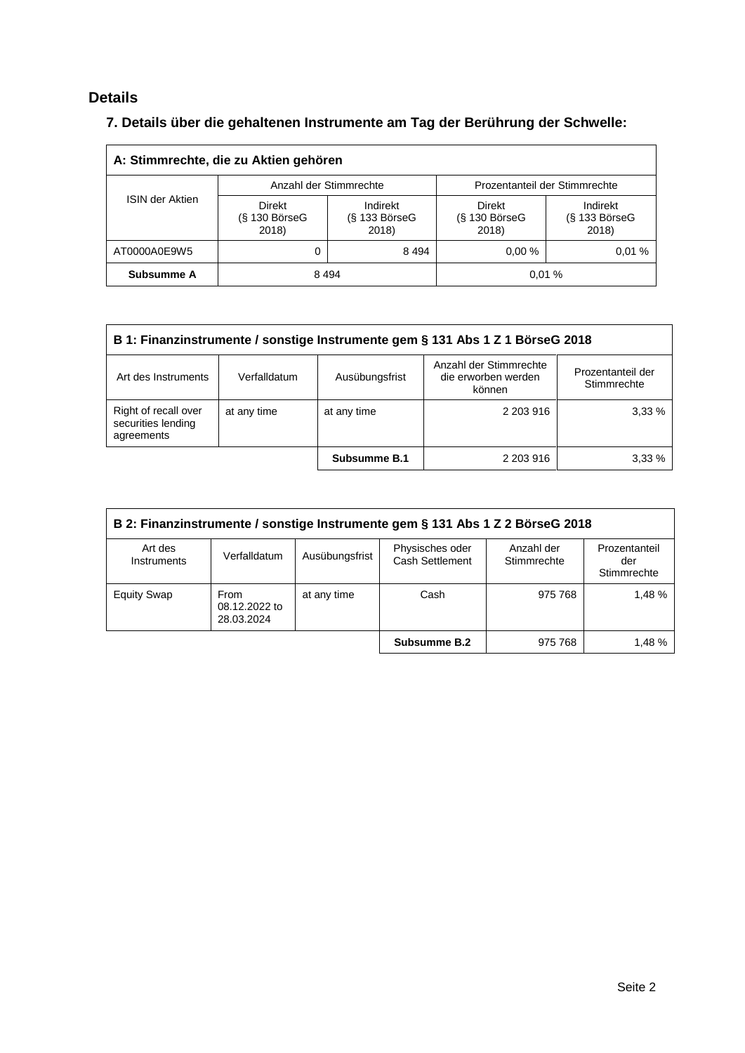## Details

### 7. Details über die gehaltenen Instrumente am Tag der Berührung der Schwelle:

| A: Stimmrechte, die zu Aktien gehören | | | | |
|---|---|---|---|---|
| ISIN der Aktien | Anzahl der Stimmrechte | | Prozentanteil der Stimmrechte | |
| | Direkt (§ 130 BörseG 2018) | Indirekt (§ 133 BörseG 2018) | Direkt (§ 130 BörseG 2018) | Indirekt (§ 133 BörseG 2018) |
| AT0000A0E9W5 | 0 | 8 494 | 0,00 % | 0,01 % |
| **Subsumme A** | 8 494 | | 0,01 % | |

| B 1: Finanzinstrumente / sonstige Instrumente gem § 131 Abs 1 Z 1 BörseG 2018 | | | | |
|---|---|---|---|---|
| Art des Instruments | Verfalldatum | Ausübungsfrist | Anzahl der Stimmrechte die erworben werden können | Prozentanteil der Stimmrechte |
| Right of recall over securities lending agreements | at any time | at any time | 2 203 916 | 3,33 % |
| | | **Subsumme B.1** | 2 203 916 | 3,33 % |

| B 2: Finanzinstrumente / sonstige Instrumente gem § 131 Abs 1 Z 2 BörseG 2018 | | | | | |
|---|---|---|---|---|---|
| Art des Instruments | Verfalldatum | Ausübungsfrist | Physisches oder Cash Settlement | Anzahl der Stimmrechte | Prozentanteil der Stimmrechte |
| Equity Swap | From 08.12.2022 to 28.03.2024 | at any time | Cash | 975 768 | 1,48 % |
| | | | **Subsumme B.2** | 975 768 | 1,48 % |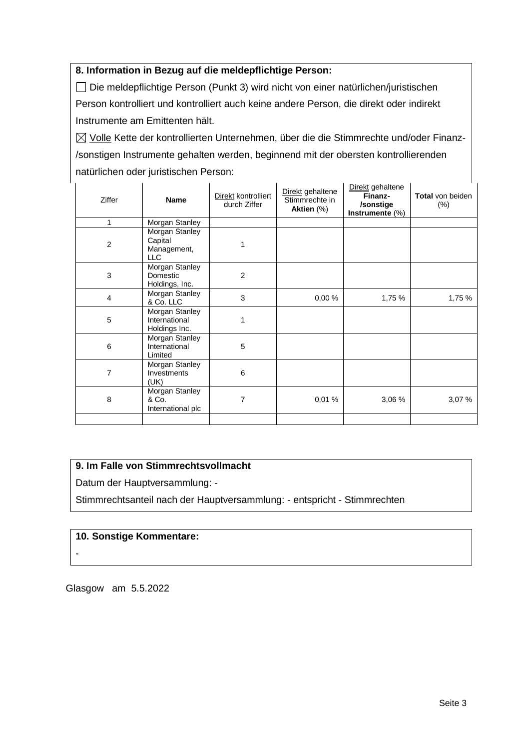**8. Information in Bezug auf die meldepflichtige Person:**

☐ Die meldepflichtige Person (Punkt 3) wird nicht von einer natürlichen/juristischen Person kontrolliert und kontrolliert auch keine andere Person, die direkt oder indirekt Instrumente am Emittenten hält.

☒ Volle Kette der kontrollierten Unternehmen, über die die Stimmrechte und/oder Finanz-/sonstigen Instrumente gehalten werden, beginnend mit der obersten kontrollierenden natürlichen oder juristischen Person:

| Ziffer | **Name** | Direkt kontrolliert durch Ziffer | Direkt gehaltene Stimmrechte in **Aktien** (%) | Direkt gehaltene **Finanz-/sonstige Instrumente** (%) | **Total** von beiden (%) |
|---|---|---|---|---|---|
| 1 | Morgan Stanley | | | | |
| 2 | Morgan Stanley Capital Management, LLC | 1 | | | |
| 3 | Morgan Stanley Domestic Holdings, Inc. | 2 | | | |
| 4 | Morgan Stanley & Co. LLC | 3 | 0,00 % | 1,75 % | 1,75 % |
| 5 | Morgan Stanley International Holdings Inc. | 1 | | | |
| 6 | Morgan Stanley International Limited | 5 | | | |
| 7 | Morgan Stanley Investments (UK) | 6 | | | |
| 8 | Morgan Stanley & Co. International plc | 7 | 0,01 % | 3,06 % | 3,07 % |
| | | | | | |

**9. Im Falle von Stimmrechtsvollmacht**

Datum der Hauptversammlung: -

Stimmrechtsanteil nach der Hauptversammlung: - entspricht - Stimmrechten

**10. Sonstige Kommentare:**

-

Glasgow am 5.5.2022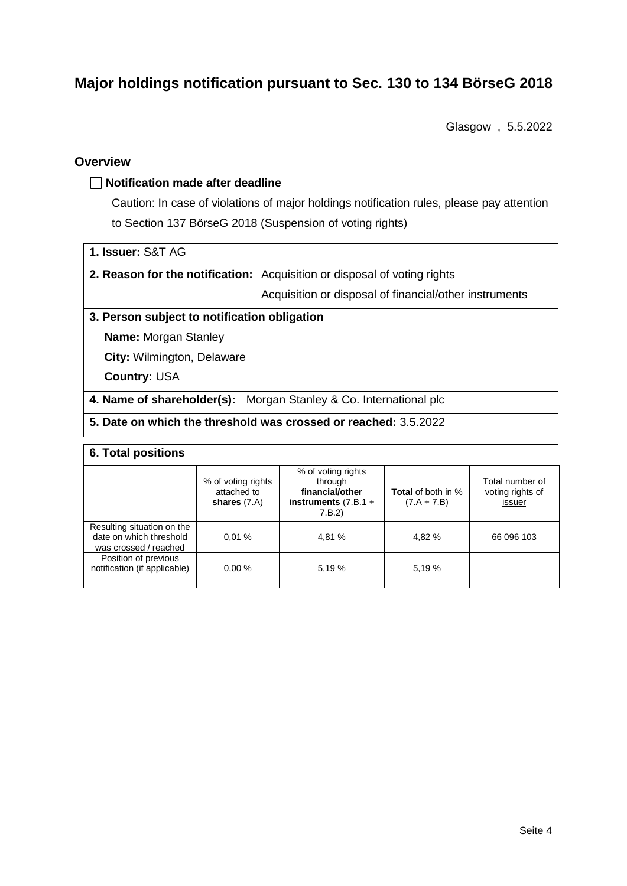# Major holdings notification pursuant to Sec. 130 to 134 BörseG 2018

Glasgow , 5.5.2022

## Overview

☐ **Notification made after deadline**

Caution: In case of violations of major holdings notification rules, please pay attention to Section 137 BörseG 2018 (Suspension of voting rights)

**1. Issuer:** S&T AG

**2. Reason for the notification:** Acquisition or disposal of voting rights

Acquisition or disposal of financial/other instruments

**3. Person subject to notification obligation**

**Name:** Morgan Stanley

**City:** Wilmington, Delaware

**Country:** USA

**4. Name of shareholder(s):** Morgan Stanley & Co. International plc

**5. Date on which the threshold was crossed or reached:** 3.5.2022

**6. Total positions**

| | % of voting rights attached to **shares** (7.A) | % of voting rights through **financial/other instruments** (7.B.1 + 7.B.2) | **Total** of both in % (7.A + 7.B) | Total number of voting rights of issuer |
|---|---|---|---|---|
| Resulting situation on the date on which threshold was crossed / reached | 0,01 % | 4,81 % | 4,82 % | 66 096 103 |
| Position of previous notification (if applicable) | 0,00 % | 5,19 % | 5,19 % | |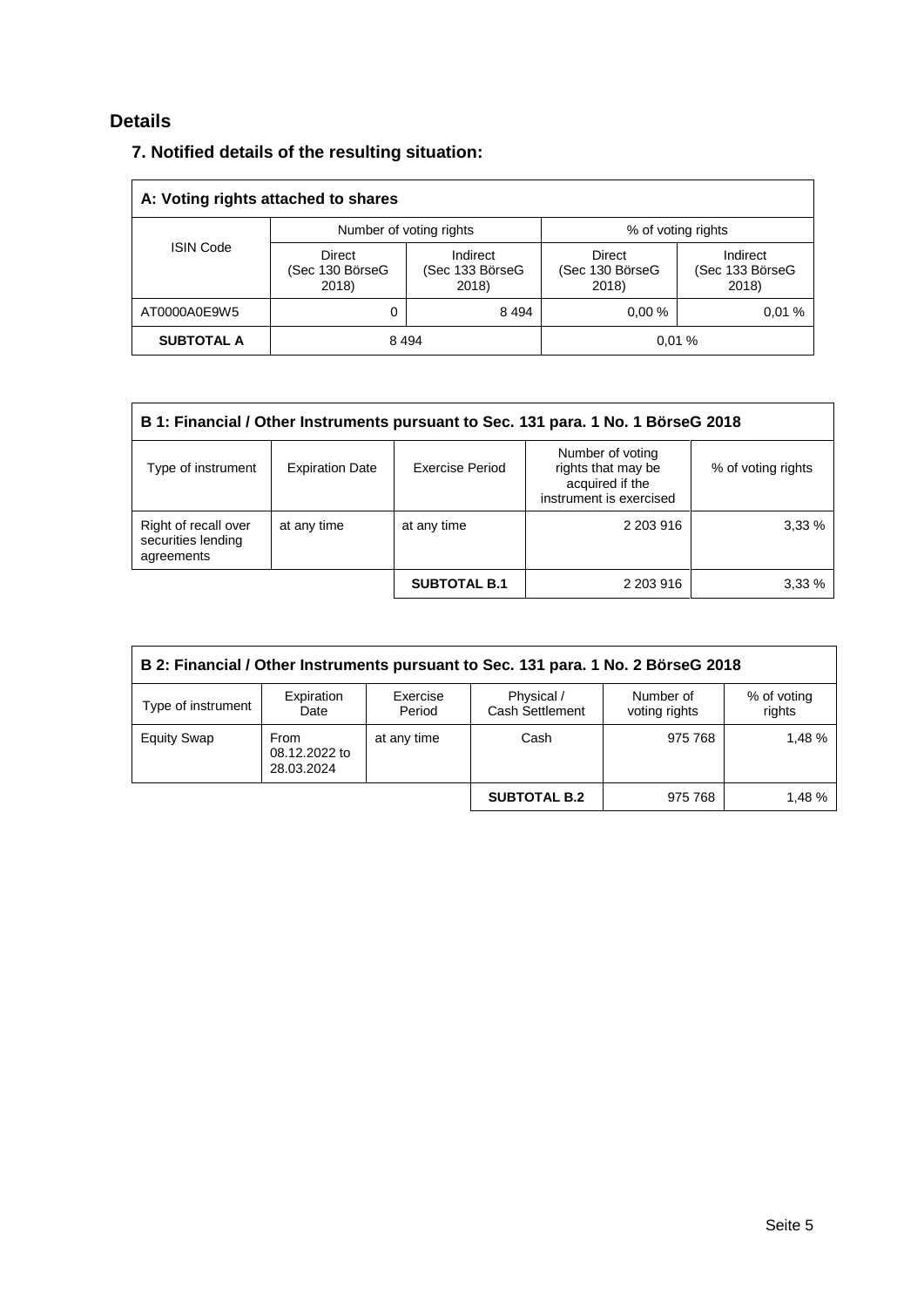# Details

## 7. Notified details of the resulting situation:

| A: Voting rights attached to shares | | | | |
|---|---|---|---|---|
| ISIN Code | Number of voting rights | | % of voting rights | |
| | Direct (Sec 130 BörseG 2018) | Indirect (Sec 133 BörseG 2018) | Direct (Sec 130 BörseG 2018) | Indirect (Sec 133 BörseG 2018) |
| AT0000A0E9W5 | 0 | 8 494 | 0,00 % | 0,01 % |
| **SUBTOTAL A** | 8 494 | | 0,01 % | |

| B 1: Financial / Other Instruments pursuant to Sec. 131 para. 1 No. 1 BörseG 2018 | | | | |
|---|---|---|---|---|
| Type of instrument | Expiration Date | Exercise Period | Number of voting rights that may be acquired if the instrument is exercised | % of voting rights |
| Right of recall over securities lending agreements | at any time | at any time | 2 203 916 | 3,33 % |
| | | **SUBTOTAL B.1** | 2 203 916 | 3,33 % |

| B 2: Financial / Other Instruments pursuant to Sec. 131 para. 1 No. 2 BörseG 2018 | | | | | |
|---|---|---|---|---|---|
| Type of instrument | Expiration Date | Exercise Period | Physical / Cash Settlement | Number of voting rights | % of voting rights |
| Equity Swap | From 08.12.2022 to 28.03.2024 | at any time | Cash | 975 768 | 1,48 % |
| | | | **SUBTOTAL B.2** | 975 768 | 1,48 % |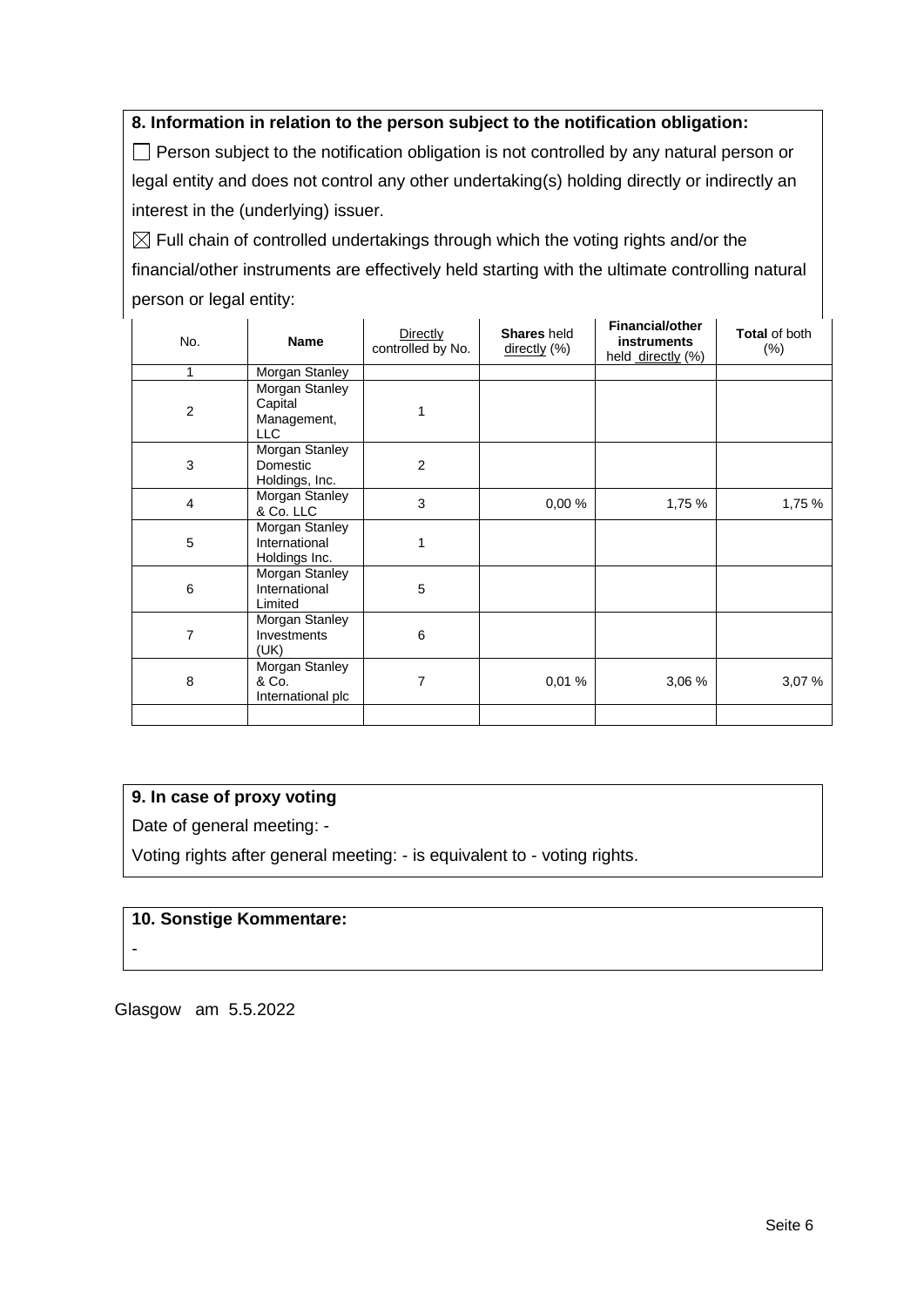## 8. Information in relation to the person subject to the notification obligation:

☐ Person subject to the notification obligation is not controlled by any natural person or legal entity and does not control any other undertaking(s) holding directly or indirectly an interest in the (underlying) issuer.

☒ Full chain of controlled undertakings through which the voting rights and/or the financial/other instruments are effectively held starting with the ultimate controlling natural person or legal entity:

| No. | Name | Directly controlled by No. | Shares held directly (%) | Financial/other instruments held directly (%) | Total of both (%) |
|---|---|---|---|---|---|
| 1 | Morgan Stanley | | | | |
| 2 | Morgan Stanley Capital Management, LLC | 1 | | | |
| 3 | Morgan Stanley Domestic Holdings, Inc. | 2 | | | |
| 4 | Morgan Stanley & Co. LLC | 3 | 0,00 % | 1,75 % | 1,75 % |
| 5 | Morgan Stanley International Holdings Inc. | 1 | | | |
| 6 | Morgan Stanley International Limited | 5 | | | |
| 7 | Morgan Stanley Investments (UK) | 6 | | | |
| 8 | Morgan Stanley & Co. International plc | 7 | 0,01 % | 3,06 % | 3,07 % |
| | | | | | |

## 9. In case of proxy voting

Date of general meeting: -

Voting rights after general meeting: - is equivalent to - voting rights.

## 10. Sonstige Kommentare:

-

Glasgow am 5.5.2022